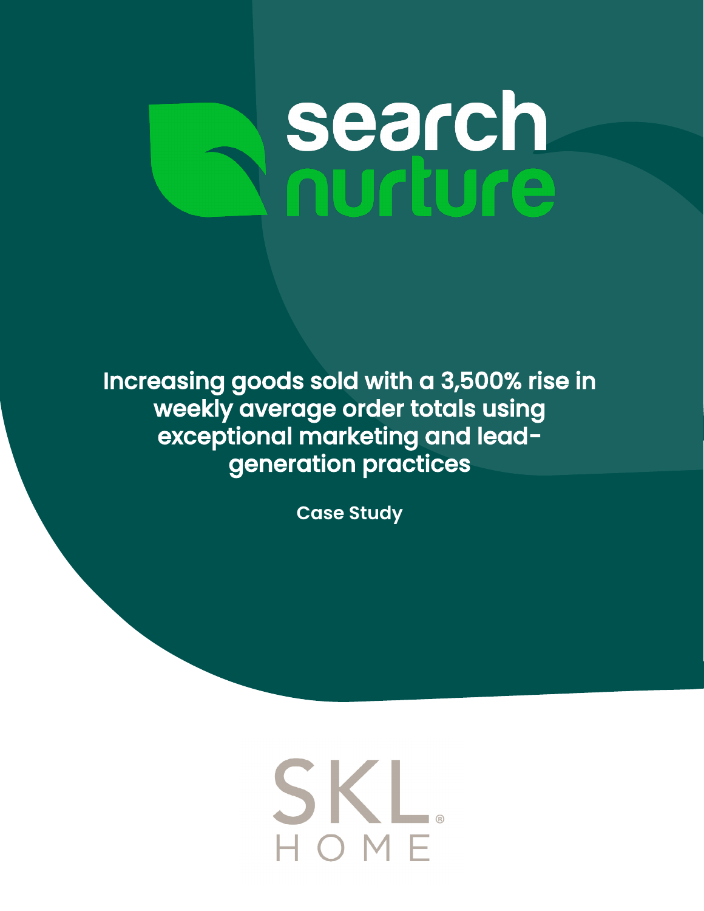# search nurture

## Increasing goods sold with a 3,500% rise in weekly average order totals using exceptional marketing and lead-generation practices

**Case Study**

SKL® HOME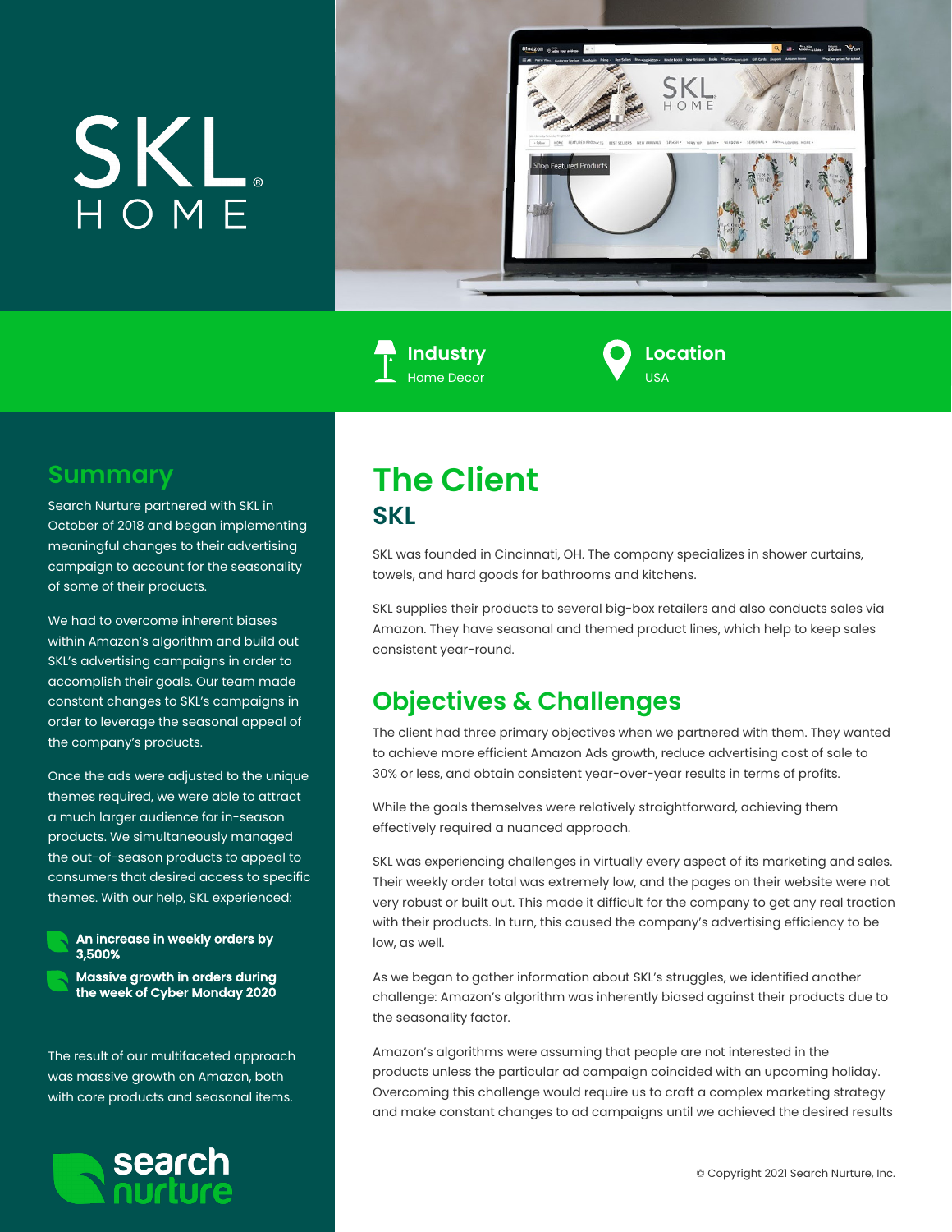SKL HOME

**Industry**
Home Decor

**Location**
USA

## Summary

Search Nurture partnered with SKL in October of 2018 and began implementing meaningful changes to their advertising campaign to account for the seasonality of some of their products.

We had to overcome inherent biases within Amazon's algorithm and build out SKL's advertising campaigns in order to accomplish their goals. Our team made constant changes to SKL's campaigns in order to leverage the seasonal appeal of the company's products.

Once the ads were adjusted to the unique themes required, we were able to attract a much larger audience for in-season products. We simultaneously managed the out-of-season products to appeal to consumers that desired access to specific themes. With our help, SKL experienced:

- **An increase in weekly orders by 3,500%**
- **Massive growth in orders during the week of Cyber Monday 2020**

The result of our multifaceted approach was massive growth on Amazon, both with core products and seasonal items.

search nurture

# The Client

## SKL

SKL was founded in Cincinnati, OH. The company specializes in shower curtains, towels, and hard goods for bathrooms and kitchens.

SKL supplies their products to several big-box retailers and also conducts sales via Amazon. They have seasonal and themed product lines, which help to keep sales consistent year-round.

## Objectives & Challenges

The client had three primary objectives when we partnered with them. They wanted to achieve more efficient Amazon Ads growth, reduce advertising cost of sale to 30% or less, and obtain consistent year-over-year results in terms of profits.

While the goals themselves were relatively straightforward, achieving them effectively required a nuanced approach.

SKL was experiencing challenges in virtually every aspect of its marketing and sales. Their weekly order total was extremely low, and the pages on their website were not very robust or built out. This made it difficult for the company to get any real traction with their products. In turn, this caused the company's advertising efficiency to be low, as well.

As we began to gather information about SKL's struggles, we identified another challenge: Amazon's algorithm was inherently biased against their products due to the seasonality factor.

Amazon's algorithms were assuming that people are not interested in the products unless the particular ad campaign coincided with an upcoming holiday. Overcoming this challenge would require us to craft a complex marketing strategy and make constant changes to ad campaigns until we achieved the desired results

© Copyright 2021 Search Nurture, Inc.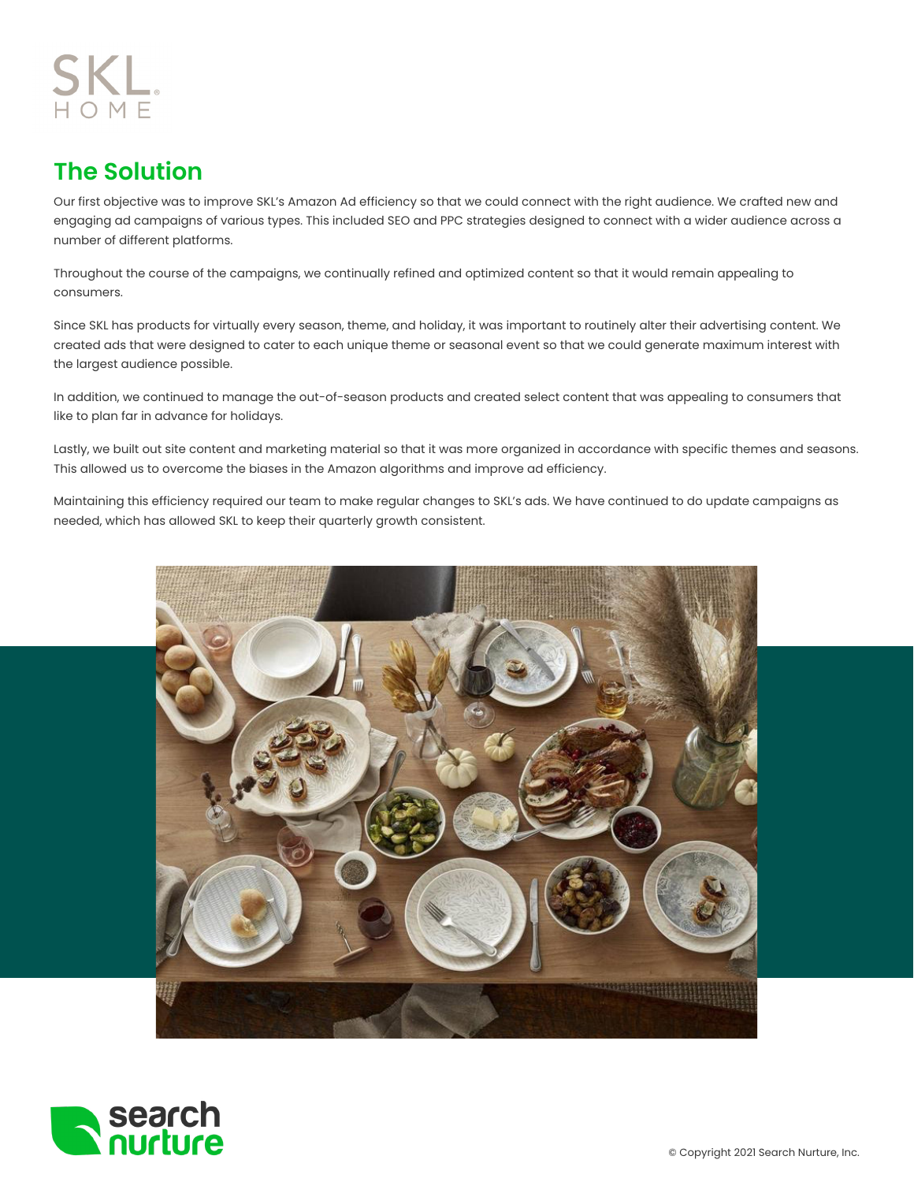## The Solution

Our first objective was to improve SKL's Amazon Ad efficiency so that we could connect with the right audience. We crafted new and engaging ad campaigns of various types. This included SEO and PPC strategies designed to connect with a wider audience across a number of different platforms.

Throughout the course of the campaigns, we continually refined and optimized content so that it would remain appealing to consumers.

Since SKL has products for virtually every season, theme, and holiday, it was important to routinely alter their advertising content. We created ads that were designed to cater to each unique theme or seasonal event so that we could generate maximum interest with the largest audience possible.

In addition, we continued to manage the out-of-season products and created select content that was appealing to consumers that like to plan far in advance for holidays.

Lastly, we built out site content and marketing material so that it was more organized in accordance with specific themes and seasons. This allowed us to overcome the biases in the Amazon algorithms and improve ad efficiency.

Maintaining this efficiency required our team to make regular changes to SKL's ads. We have continued to do update campaigns as needed, which has allowed SKL to keep their quarterly growth consistent.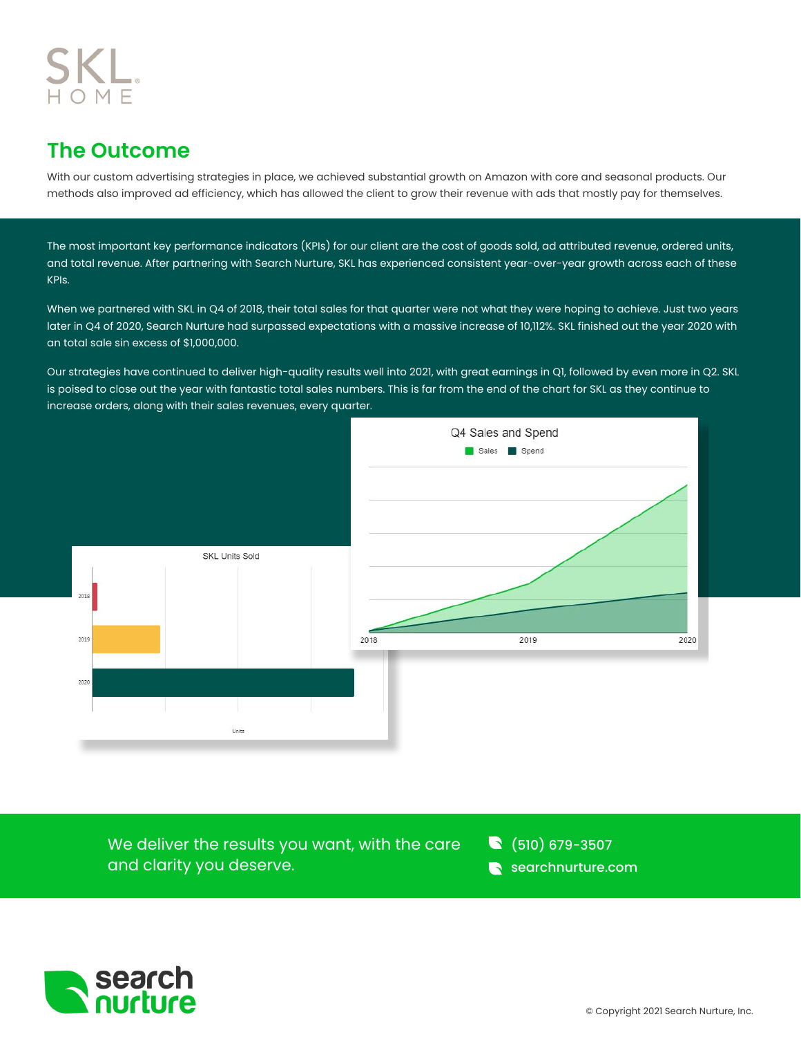SKL HOME

## The Outcome

With our custom advertising strategies in place, we achieved substantial growth on Amazon with core and seasonal products. Our methods also improved ad efficiency, which has allowed the client to grow their revenue with ads that mostly pay for themselves.

The most important key performance indicators (KPIs) for our client are the cost of goods sold, ad attributed revenue, ordered units, and total revenue. After partnering with Search Nurture, SKL has experienced consistent year-over-year growth across each of these KPIs.

When we partnered with SKL in Q4 of 2018, their total sales for that quarter were not what they were hoping to achieve. Just two years later in Q4 of 2020, Search Nurture had surpassed expectations with a massive increase of 10,112%. SKL finished out the year 2020 with an total sale sin excess of $1,000,000.

Our strategies have continued to deliver high-quality results well into 2021, with great earnings in Q1, followed by even more in Q2. SKL is poised to close out the year with fantastic total sales numbers. This is far from the end of the chart for SKL as they continue to increase orders, along with their sales revenues, every quarter.

Q4 Sales and Spend

Sales
Spend

2018
2019
2020

SKL Units Sold

2018
2019
2020

Units

We deliver the results you want, with the care and clarity you deserve.

(510) 679-3507

searchnurture.com

search nurture

© Copyright 2021 Search Nurture, Inc.